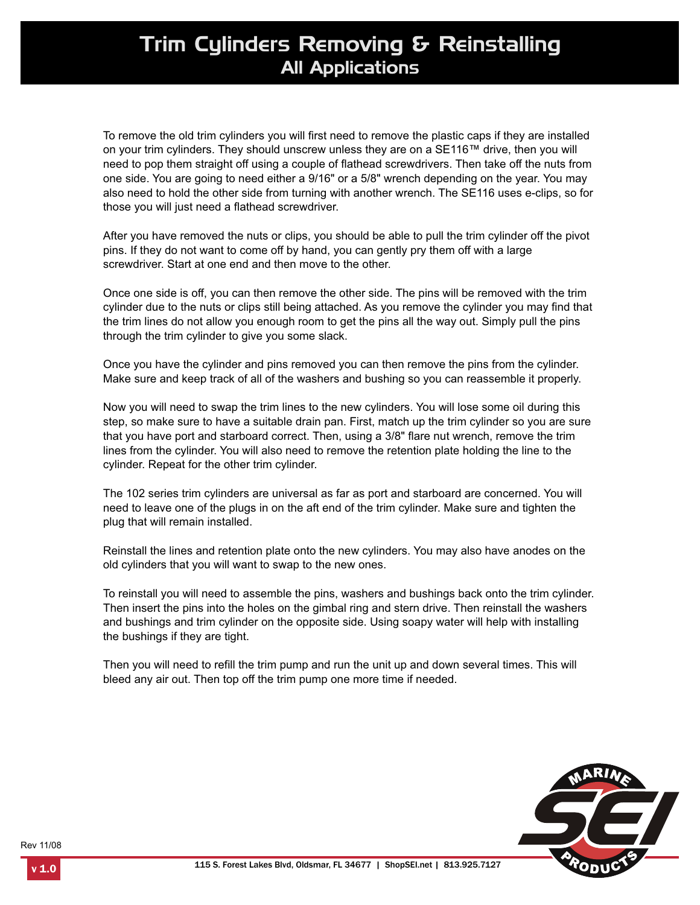# Trim Cylinders Removing & Reinstalling

## All Applications

To remove the old trim cylinders you will first need to remove the plastic caps if they are installed on your trim cylinders. They should unscrew unless they are on a SE116™ drive, then you will need to pop them straight off using a couple of flathead screwdrivers. Then take off the nuts from one side. You are going to need either a 9/16" or a 5/8" wrench depending on the year. You may also need to hold the other side from turning with another wrench. The SE116 uses e-clips, so for those you will just need a flathead screwdriver.

After you have removed the nuts or clips, you should be able to pull the trim cylinder off the pivot pins. If they do not want to come off by hand, you can gently pry them off with a large screwdriver. Start at one end and then move to the other.

Once one side is off, you can then remove the other side. The pins will be removed with the trim cylinder due to the nuts or clips still being attached. As you remove the cylinder you may find that the trim lines do not allow you enough room to get the pins all the way out. Simply pull the pins through the trim cylinder to give you some slack.

Once you have the cylinder and pins removed you can then remove the pins from the cylinder. Make sure and keep track of all of the washers and bushing so you can reassemble it properly.

Now you will need to swap the trim lines to the new cylinders. You will lose some oil during this step, so make sure to have a suitable drain pan. First, match up the trim cylinder so you are sure that you have port and starboard correct. Then, using a 3/8" flare nut wrench, remove the trim lines from the cylinder. You will also need to remove the retention plate holding the line to the cylinder. Repeat for the other trim cylinder.

The 102 series trim cylinders are universal as far as port and starboard are concerned. You will need to leave one of the plugs in on the aft end of the trim cylinder. Make sure and tighten the plug that will remain installed.

Reinstall the lines and retention plate onto the new cylinders. You may also have anodes on the old cylinders that you will want to swap to the new ones.

To reinstall you will need to assemble the pins, washers and bushings back onto the trim cylinder. Then insert the pins into the holes on the gimbal ring and stern drive. Then reinstall the washers and bushings and trim cylinder on the opposite side. Using soapy water will help with installing the bushings if they are tight.

Then you will need to refill the trim pump and run the unit up and down several times. This will bleed any air out. Then top off the trim pump one more time if needed.

Rev 11/08

v 1.0

115 S. Forest Lakes Blvd, Oldsmar, FL 34677 | ShopSEI.net | 813.925.7127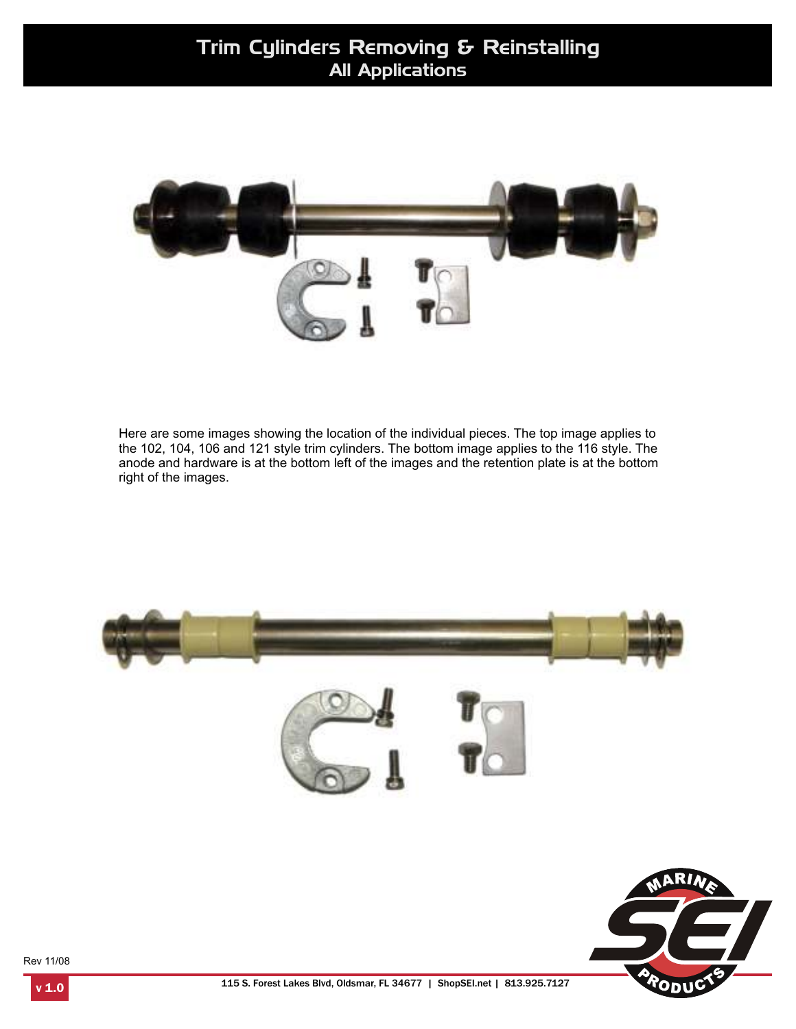# Trim Cylinders Removing & Reinstalling

## All Applications

Here are some images showing the location of the individual pieces. The top image applies to the 102, 104, 106 and 121 style trim cylinders. The bottom image applies to the 116 style. The anode and hardware is at the bottom left of the images and the retention plate is at the bottom right of the images.

Rev 11/08

v 1.0